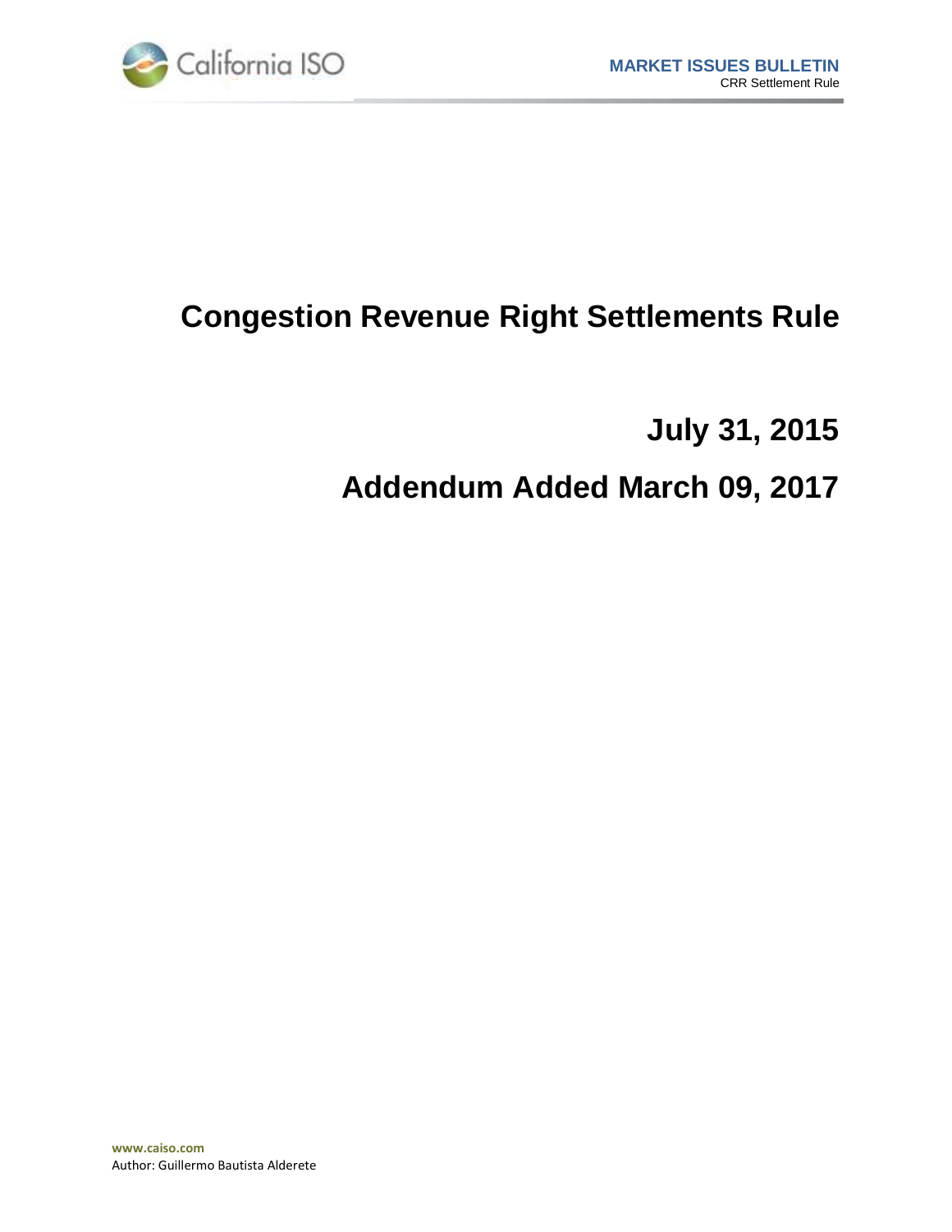MARKET ISSUES BULLETIN

CRR Settlement Rule

# Congestion Revenue Right Settlements Rule

## July 31, 2015

## Addendum Added March 09, 2017

www.caiso.com

Author: Guillermo Bautista Alderete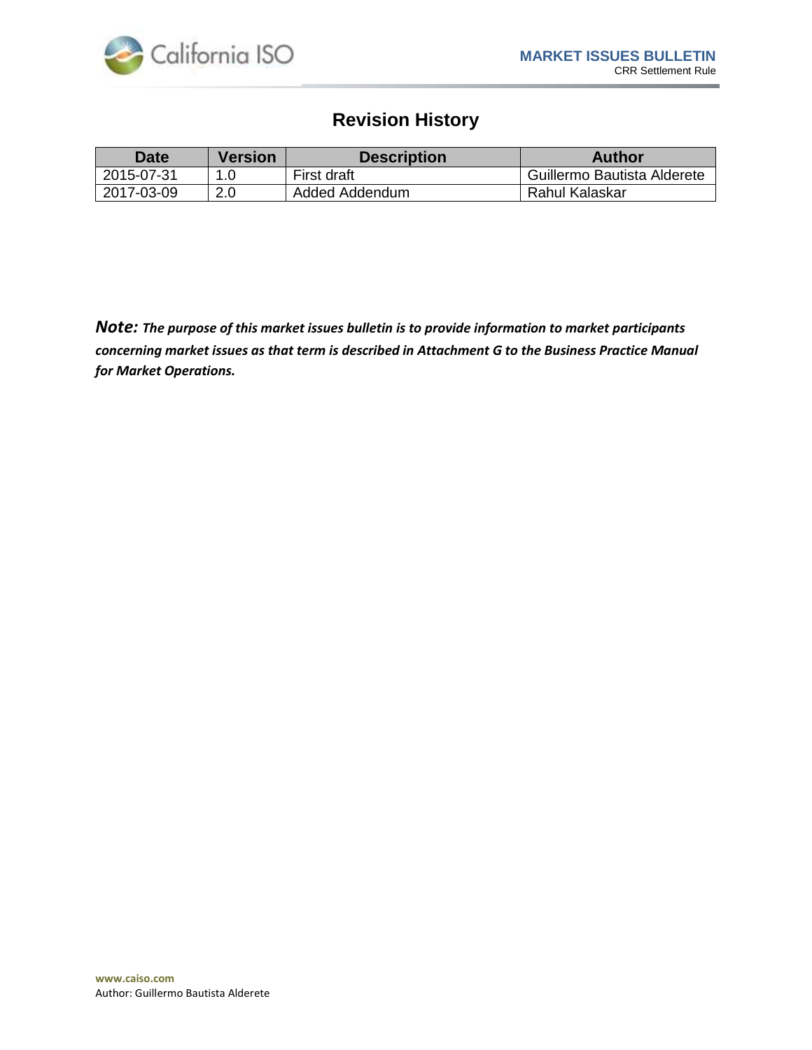# Revision History

| Date | Version | Description | Author |
|---|---|---|---|
| 2015-07-31 | 1.0 | First draft | Guillermo Bautista Alderete |
| 2017-03-09 | 2.0 | Added Addendum | Rahul Kalaskar |

***Note:*** ***The purpose of this market issues bulletin is to provide information to market participants concerning market issues as that term is described in Attachment G to the Business Practice Manual for Market Operations.***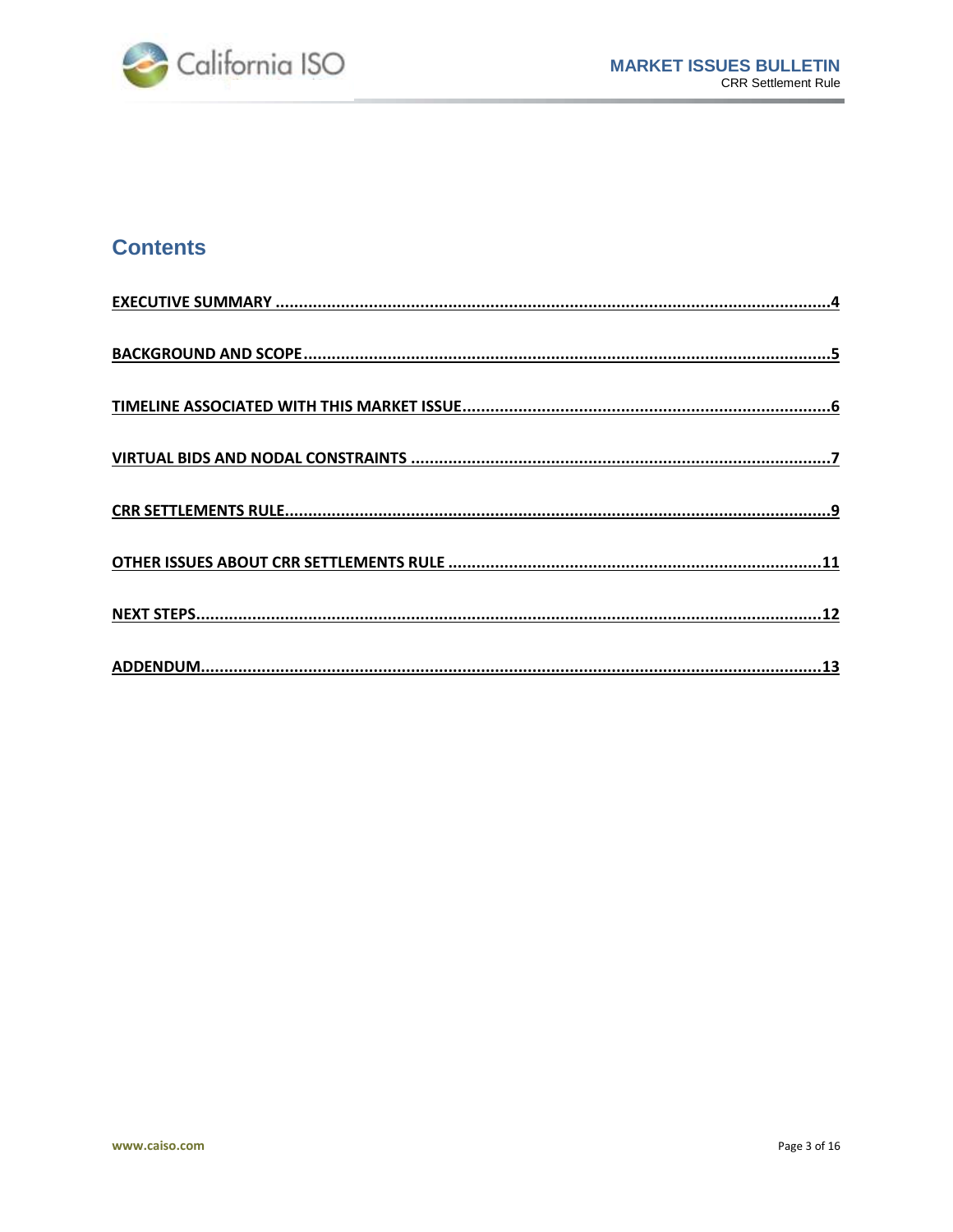# Contents

EXECUTIVE SUMMARY ....................................................................................................................4

BACKGROUND AND SCOPE ...........................................................................................................5

TIMELINE ASSOCIATED WITH THIS MARKET ISSUE ......................................................................6

VIRTUAL BIDS AND NODAL CONSTRAINTS ..................................................................................7

CRR SETTLEMENTS RULE ...............................................................................................................9

OTHER ISSUES ABOUT CRR SETTLEMENTS RULE .......................................................................11

NEXT STEPS ..................................................................................................................................12

ADDENDUM ..................................................................................................................................13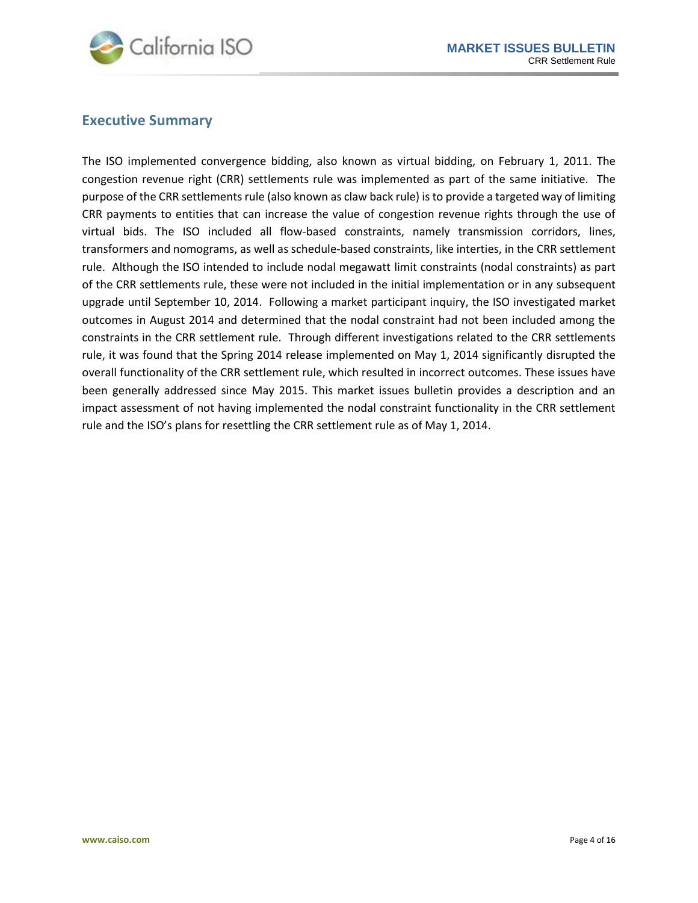## Executive Summary

The ISO implemented convergence bidding, also known as virtual bidding, on February 1, 2011. The congestion revenue right (CRR) settlements rule was implemented as part of the same initiative. The purpose of the CRR settlements rule (also known as claw back rule) is to provide a targeted way of limiting CRR payments to entities that can increase the value of congestion revenue rights through the use of virtual bids. The ISO included all flow-based constraints, namely transmission corridors, lines, transformers and nomograms, as well as schedule-based constraints, like interties, in the CRR settlement rule. Although the ISO intended to include nodal megawatt limit constraints (nodal constraints) as part of the CRR settlements rule, these were not included in the initial implementation or in any subsequent upgrade until September 10, 2014. Following a market participant inquiry, the ISO investigated market outcomes in August 2014 and determined that the nodal constraint had not been included among the constraints in the CRR settlement rule. Through different investigations related to the CRR settlements rule, it was found that the Spring 2014 release implemented on May 1, 2014 significantly disrupted the overall functionality of the CRR settlement rule, which resulted in incorrect outcomes. These issues have been generally addressed since May 2015. This market issues bulletin provides a description and an impact assessment of not having implemented the nodal constraint functionality in the CRR settlement rule and the ISO's plans for resettling the CRR settlement rule as of May 1, 2014.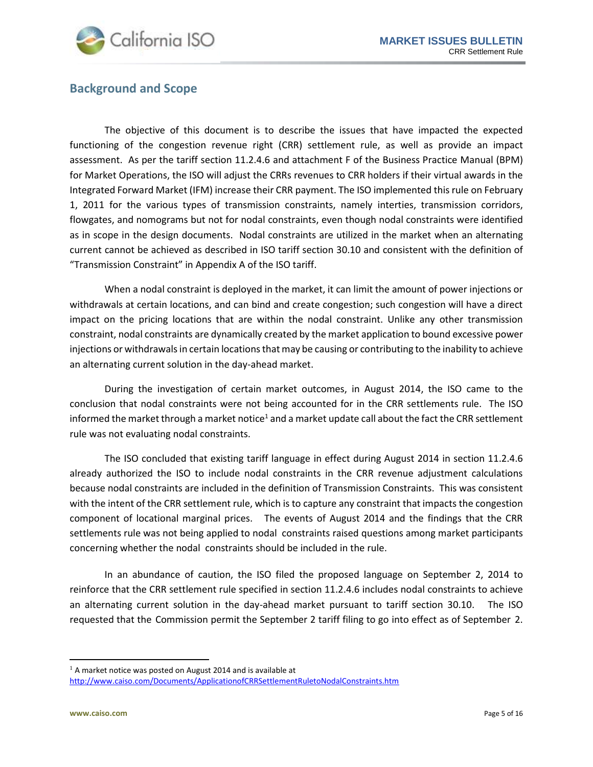## Background and Scope

The objective of this document is to describe the issues that have impacted the expected functioning of the congestion revenue right (CRR) settlement rule, as well as provide an impact assessment. As per the tariff section 11.2.4.6 and attachment F of the Business Practice Manual (BPM) for Market Operations, the ISO will adjust the CRRs revenues to CRR holders if their virtual awards in the Integrated Forward Market (IFM) increase their CRR payment. The ISO implemented this rule on February 1, 2011 for the various types of transmission constraints, namely interties, transmission corridors, flowgates, and nomograms but not for nodal constraints, even though nodal constraints were identified as in scope in the design documents. Nodal constraints are utilized in the market when an alternating current cannot be achieved as described in ISO tariff section 30.10 and consistent with the definition of "Transmission Constraint" in Appendix A of the ISO tariff.

When a nodal constraint is deployed in the market, it can limit the amount of power injections or withdrawals at certain locations, and can bind and create congestion; such congestion will have a direct impact on the pricing locations that are within the nodal constraint. Unlike any other transmission constraint, nodal constraints are dynamically created by the market application to bound excessive power injections or withdrawals in certain locations that may be causing or contributing to the inability to achieve an alternating current solution in the day-ahead market.

During the investigation of certain market outcomes, in August 2014, the ISO came to the conclusion that nodal constraints were not being accounted for in the CRR settlements rule. The ISO informed the market through a market notice[1] and a market update call about the fact the CRR settlement rule was not evaluating nodal constraints.

The ISO concluded that existing tariff language in effect during August 2014 in section 11.2.4.6 already authorized the ISO to include nodal constraints in the CRR revenue adjustment calculations because nodal constraints are included in the definition of Transmission Constraints. This was consistent with the intent of the CRR settlement rule, which is to capture any constraint that impacts the congestion component of locational marginal prices. The events of August 2014 and the findings that the CRR settlements rule was not being applied to nodal constraints raised questions among market participants concerning whether the nodal constraints should be included in the rule.

In an abundance of caution, the ISO filed the proposed language on September 2, 2014 to reinforce that the CRR settlement rule specified in section 11.2.4.6 includes nodal constraints to achieve an alternating current solution in the day-ahead market pursuant to tariff section 30.10. The ISO requested that the Commission permit the September 2 tariff filing to go into effect as of September 2.

---

[1] A market notice was posted on August 2014 and is available at http://www.caiso.com/Documents/ApplicationofCRRSettlementRuletoNodalConstraints.htm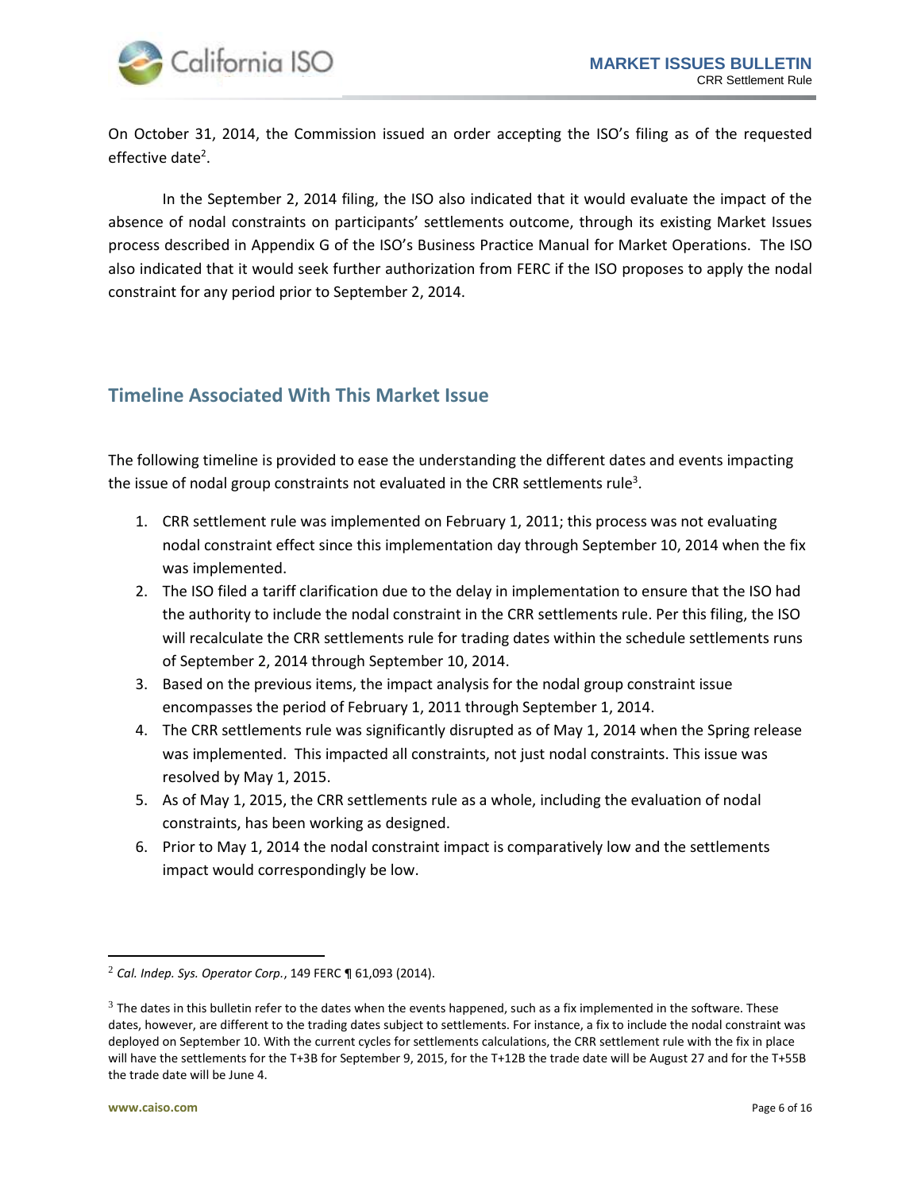On October 31, 2014, the Commission issued an order accepting the ISO's filing as of the requested effective date[2].

In the September 2, 2014 filing, the ISO also indicated that it would evaluate the impact of the absence of nodal constraints on participants' settlements outcome, through its existing Market Issues process described in Appendix G of the ISO's Business Practice Manual for Market Operations. The ISO also indicated that it would seek further authorization from FERC if the ISO proposes to apply the nodal constraint for any period prior to September 2, 2014.

## Timeline Associated With This Market Issue

The following timeline is provided to ease the understanding the different dates and events impacting the issue of nodal group constraints not evaluated in the CRR settlements rule[3].

1. CRR settlement rule was implemented on February 1, 2011; this process was not evaluating nodal constraint effect since this implementation day through September 10, 2014 when the fix was implemented.
2. The ISO filed a tariff clarification due to the delay in implementation to ensure that the ISO had the authority to include the nodal constraint in the CRR settlements rule. Per this filing, the ISO will recalculate the CRR settlements rule for trading dates within the schedule settlements runs of September 2, 2014 through September 10, 2014.
3. Based on the previous items, the impact analysis for the nodal group constraint issue encompasses the period of February 1, 2011 through September 1, 2014.
4. The CRR settlements rule was significantly disrupted as of May 1, 2014 when the Spring release was implemented. This impacted all constraints, not just nodal constraints. This issue was resolved by May 1, 2015.
5. As of May 1, 2015, the CRR settlements rule as a whole, including the evaluation of nodal constraints, has been working as designed.
6. Prior to May 1, 2014 the nodal constraint impact is comparatively low and the settlements impact would correspondingly be low.

---

[2] *Cal. Indep. Sys. Operator Corp.*, 149 FERC ¶ 61,093 (2014).

[3] The dates in this bulletin refer to the dates when the events happened, such as a fix implemented in the software. These dates, however, are different to the trading dates subject to settlements. For instance, a fix to include the nodal constraint was deployed on September 10. With the current cycles for settlements calculations, the CRR settlement rule with the fix in place will have the settlements for the T+3B for September 9, 2015, for the T+12B the trade date will be August 27 and for the T+55B the trade date will be June 4.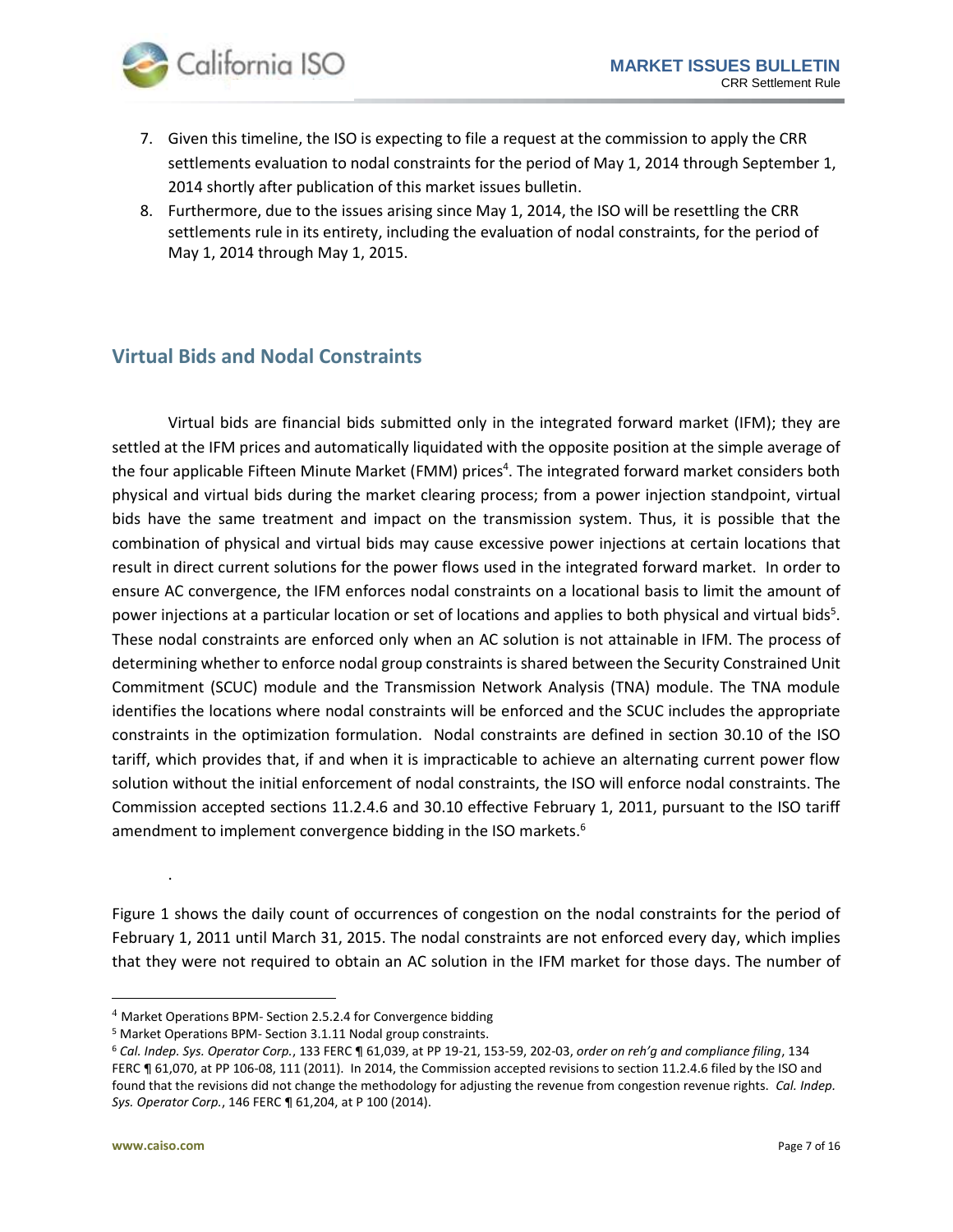7. Given this timeline, the ISO is expecting to file a request at the commission to apply the CRR settlements evaluation to nodal constraints for the period of May 1, 2014 through September 1, 2014 shortly after publication of this market issues bulletin.
8. Furthermore, due to the issues arising since May 1, 2014, the ISO will be resettling the CRR settlements rule in its entirety, including the evaluation of nodal constraints, for the period of May 1, 2014 through May 1, 2015.

## Virtual Bids and Nodal Constraints

Virtual bids are financial bids submitted only in the integrated forward market (IFM); they are settled at the IFM prices and automatically liquidated with the opposite position at the simple average of the four applicable Fifteen Minute Market (FMM) prices[4]. The integrated forward market considers both physical and virtual bids during the market clearing process; from a power injection standpoint, virtual bids have the same treatment and impact on the transmission system. Thus, it is possible that the combination of physical and virtual bids may cause excessive power injections at certain locations that result in direct current solutions for the power flows used in the integrated forward market. In order to ensure AC convergence, the IFM enforces nodal constraints on a locational basis to limit the amount of power injections at a particular location or set of locations and applies to both physical and virtual bids[5]. These nodal constraints are enforced only when an AC solution is not attainable in IFM. The process of determining whether to enforce nodal group constraints is shared between the Security Constrained Unit Commitment (SCUC) module and the Transmission Network Analysis (TNA) module. The TNA module identifies the locations where nodal constraints will be enforced and the SCUC includes the appropriate constraints in the optimization formulation. Nodal constraints are defined in section 30.10 of the ISO tariff, which provides that, if and when it is impracticable to achieve an alternating current power flow solution without the initial enforcement of nodal constraints, the ISO will enforce nodal constraints. The Commission accepted sections 11.2.4.6 and 30.10 effective February 1, 2011, pursuant to the ISO tariff amendment to implement convergence bidding in the ISO markets.[6]

.

Figure 1 shows the daily count of occurrences of congestion on the nodal constraints for the period of February 1, 2011 until March 31, 2015. The nodal constraints are not enforced every day, which implies that they were not required to obtain an AC solution in the IFM market for those days. The number of

---

[4] Market Operations BPM- Section 2.5.2.4 for Convergence bidding

[5] Market Operations BPM- Section 3.1.11 Nodal group constraints.

[6] *Cal. Indep. Sys. Operator Corp.*, 133 FERC ¶ 61,039, at PP 19-21, 153-59, 202-03, *order on reh'g and compliance filing*, 134 FERC ¶ 61,070, at PP 106-08, 111 (2011). In 2014, the Commission accepted revisions to section 11.2.4.6 filed by the ISO and found that the revisions did not change the methodology for adjusting the revenue from congestion revenue rights. *Cal. Indep. Sys. Operator Corp.*, 146 FERC ¶ 61,204, at P 100 (2014).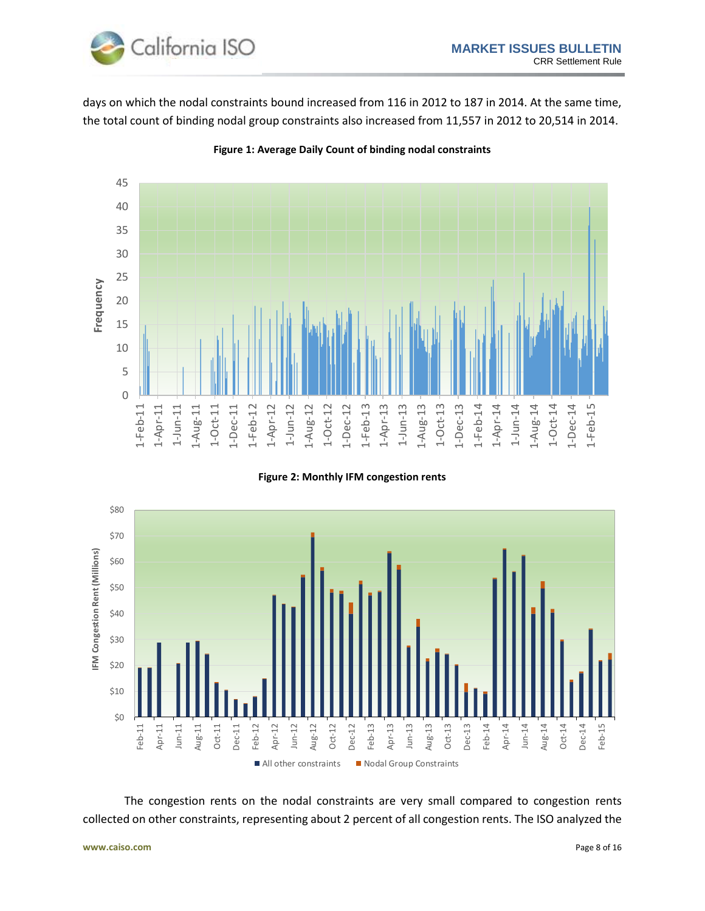days on which the nodal constraints bound increased from 116 in 2012 to 187 in 2014. At the same time, the total count of binding nodal group constraints also increased from 11,557 in 2012 to 20,514 in 2014.

**Figure 1: Average Daily Count of binding nodal constraints**

**Figure 2: Monthly IFM congestion rents**

The congestion rents on the nodal constraints are very small compared to congestion rents collected on other constraints, representing about 2 percent of all congestion rents. The ISO analyzed the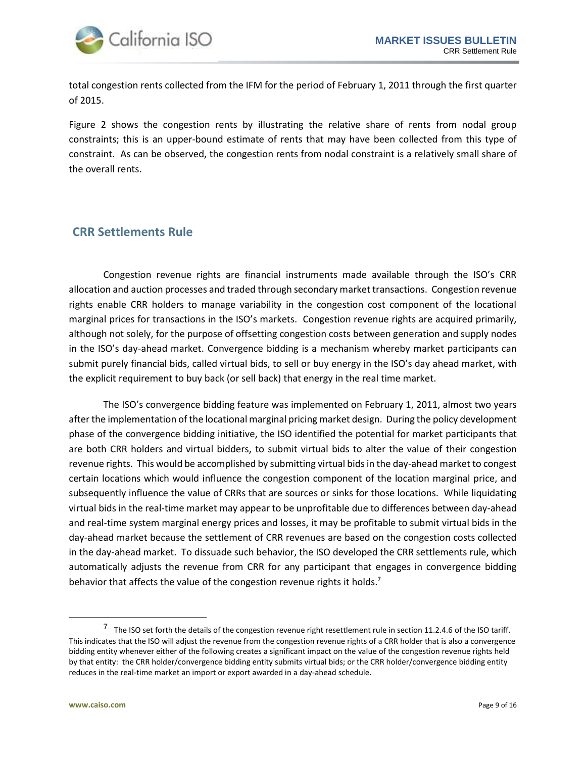total congestion rents collected from the IFM for the period of February 1, 2011 through the first quarter of 2015.

Figure 2 shows the congestion rents by illustrating the relative share of rents from nodal group constraints; this is an upper-bound estimate of rents that may have been collected from this type of constraint. As can be observed, the congestion rents from nodal constraint is a relatively small share of the overall rents.

## CRR Settlements Rule

Congestion revenue rights are financial instruments made available through the ISO's CRR allocation and auction processes and traded through secondary market transactions. Congestion revenue rights enable CRR holders to manage variability in the congestion cost component of the locational marginal prices for transactions in the ISO's markets. Congestion revenue rights are acquired primarily, although not solely, for the purpose of offsetting congestion costs between generation and supply nodes in the ISO's day-ahead market. Convergence bidding is a mechanism whereby market participants can submit purely financial bids, called virtual bids, to sell or buy energy in the ISO's day ahead market, with the explicit requirement to buy back (or sell back) that energy in the real time market.

The ISO's convergence bidding feature was implemented on February 1, 2011, almost two years after the implementation of the locational marginal pricing market design. During the policy development phase of the convergence bidding initiative, the ISO identified the potential for market participants that are both CRR holders and virtual bidders, to submit virtual bids to alter the value of their congestion revenue rights. This would be accomplished by submitting virtual bids in the day-ahead market to congest certain locations which would influence the congestion component of the location marginal price, and subsequently influence the value of CRRs that are sources or sinks for those locations. While liquidating virtual bids in the real-time market may appear to be unprofitable due to differences between day-ahead and real-time system marginal energy prices and losses, it may be profitable to submit virtual bids in the day-ahead market because the settlement of CRR revenues are based on the congestion costs collected in the day-ahead market. To dissuade such behavior, the ISO developed the CRR settlements rule, which automatically adjusts the revenue from CRR for any participant that engages in convergence bidding behavior that affects the value of the congestion revenue rights it holds.[7]

---

[7] The ISO set forth the details of the congestion revenue right resettlement rule in section 11.2.4.6 of the ISO tariff. This indicates that the ISO will adjust the revenue from the congestion revenue rights of a CRR holder that is also a convergence bidding entity whenever either of the following creates a significant impact on the value of the congestion revenue rights held by that entity: the CRR holder/convergence bidding entity submits virtual bids; or the CRR holder/convergence bidding entity reduces in the real-time market an import or export awarded in a day-ahead schedule.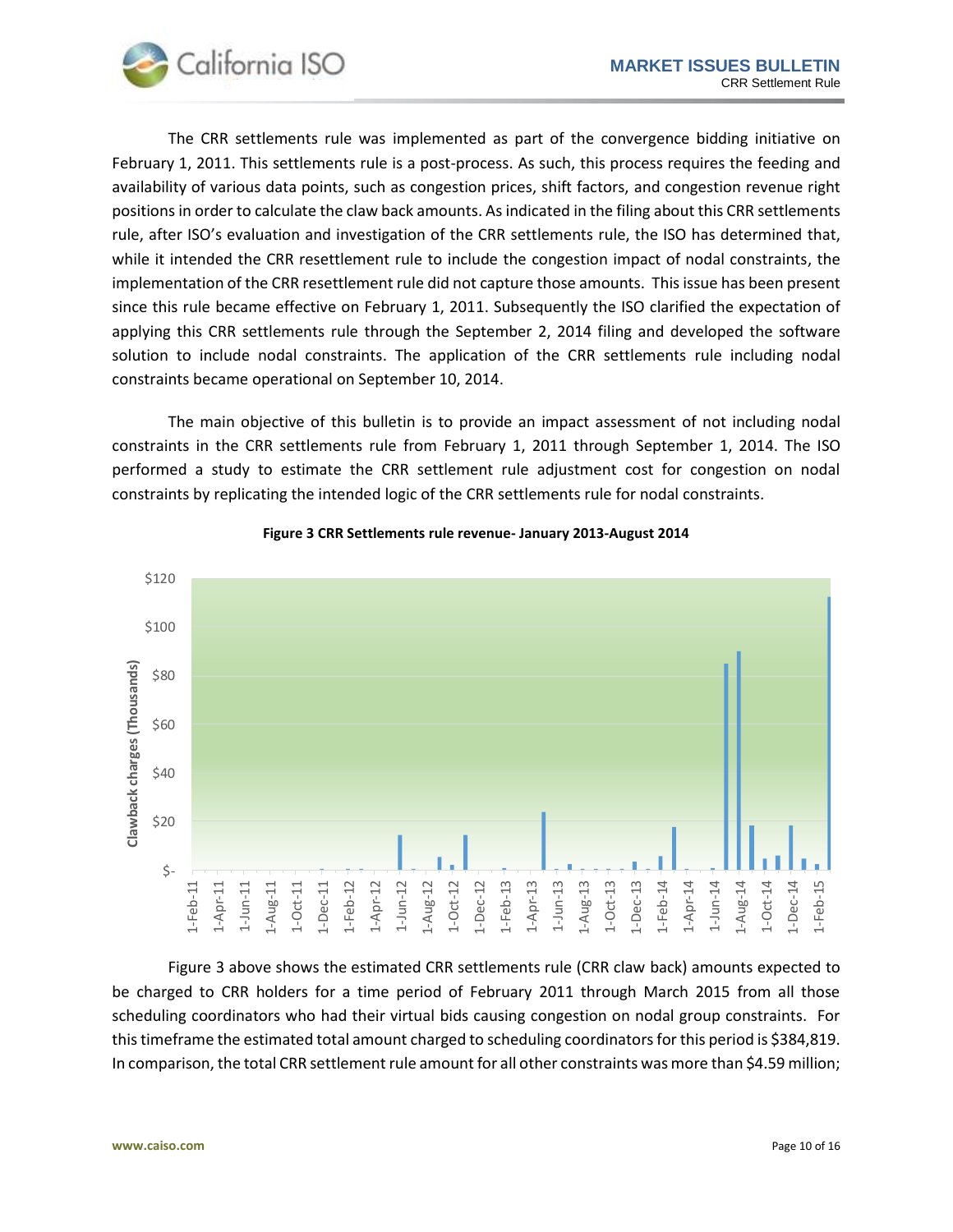The CRR settlements rule was implemented as part of the convergence bidding initiative on February 1, 2011. This settlements rule is a post-process. As such, this process requires the feeding and availability of various data points, such as congestion prices, shift factors, and congestion revenue right positions in order to calculate the claw back amounts. As indicated in the filing about this CRR settlements rule, after ISO's evaluation and investigation of the CRR settlements rule, the ISO has determined that, while it intended the CRR resettlement rule to include the congestion impact of nodal constraints, the implementation of the CRR resettlement rule did not capture those amounts. This issue has been present since this rule became effective on February 1, 2011. Subsequently the ISO clarified the expectation of applying this CRR settlements rule through the September 2, 2014 filing and developed the software solution to include nodal constraints. The application of the CRR settlements rule including nodal constraints became operational on September 10, 2014.

The main objective of this bulletin is to provide an impact assessment of not including nodal constraints in the CRR settlements rule from February 1, 2011 through September 1, 2014. The ISO performed a study to estimate the CRR settlement rule adjustment cost for congestion on nodal constraints by replicating the intended logic of the CRR settlements rule for nodal constraints.

**Figure 3 CRR Settlements rule revenue- January 2013-August 2014**

Figure 3 above shows the estimated CRR settlements rule (CRR claw back) amounts expected to be charged to CRR holders for a time period of February 2011 through March 2015 from all those scheduling coordinators who had their virtual bids causing congestion on nodal group constraints. For this timeframe the estimated total amount charged to scheduling coordinators for this period is $384,819. In comparison, the total CRR settlement rule amount for all other constraints was more than $4.59 million;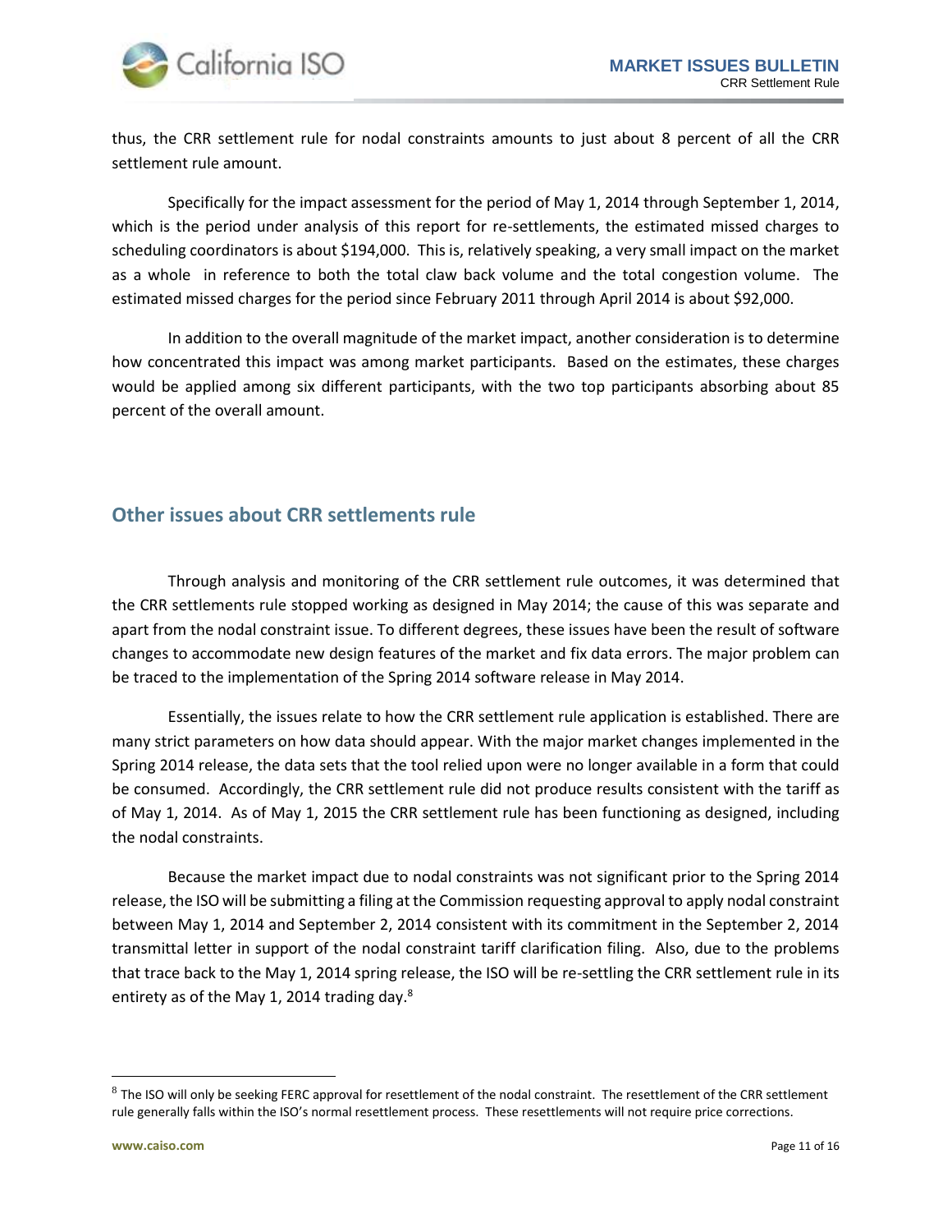thus, the CRR settlement rule for nodal constraints amounts to just about 8 percent of all the CRR settlement rule amount.

Specifically for the impact assessment for the period of May 1, 2014 through September 1, 2014, which is the period under analysis of this report for re-settlements, the estimated missed charges to scheduling coordinators is about $194,000. This is, relatively speaking, a very small impact on the market as a whole in reference to both the total claw back volume and the total congestion volume. The estimated missed charges for the period since February 2011 through April 2014 is about $92,000.

In addition to the overall magnitude of the market impact, another consideration is to determine how concentrated this impact was among market participants. Based on the estimates, these charges would be applied among six different participants, with the two top participants absorbing about 85 percent of the overall amount.

## Other issues about CRR settlements rule

Through analysis and monitoring of the CRR settlement rule outcomes, it was determined that the CRR settlements rule stopped working as designed in May 2014; the cause of this was separate and apart from the nodal constraint issue. To different degrees, these issues have been the result of software changes to accommodate new design features of the market and fix data errors. The major problem can be traced to the implementation of the Spring 2014 software release in May 2014.

Essentially, the issues relate to how the CRR settlement rule application is established. There are many strict parameters on how data should appear. With the major market changes implemented in the Spring 2014 release, the data sets that the tool relied upon were no longer available in a form that could be consumed. Accordingly, the CRR settlement rule did not produce results consistent with the tariff as of May 1, 2014. As of May 1, 2015 the CRR settlement rule has been functioning as designed, including the nodal constraints.

Because the market impact due to nodal constraints was not significant prior to the Spring 2014 release, the ISO will be submitting a filing at the Commission requesting approval to apply nodal constraint between May 1, 2014 and September 2, 2014 consistent with its commitment in the September 2, 2014 transmittal letter in support of the nodal constraint tariff clarification filing. Also, due to the problems that trace back to the May 1, 2014 spring release, the ISO will be re-settling the CRR settlement rule in its entirety as of the May 1, 2014 trading day.[8]

---

[8] The ISO will only be seeking FERC approval for resettlement of the nodal constraint. The resettlement of the CRR settlement rule generally falls within the ISO's normal resettlement process. These resettlements will not require price corrections.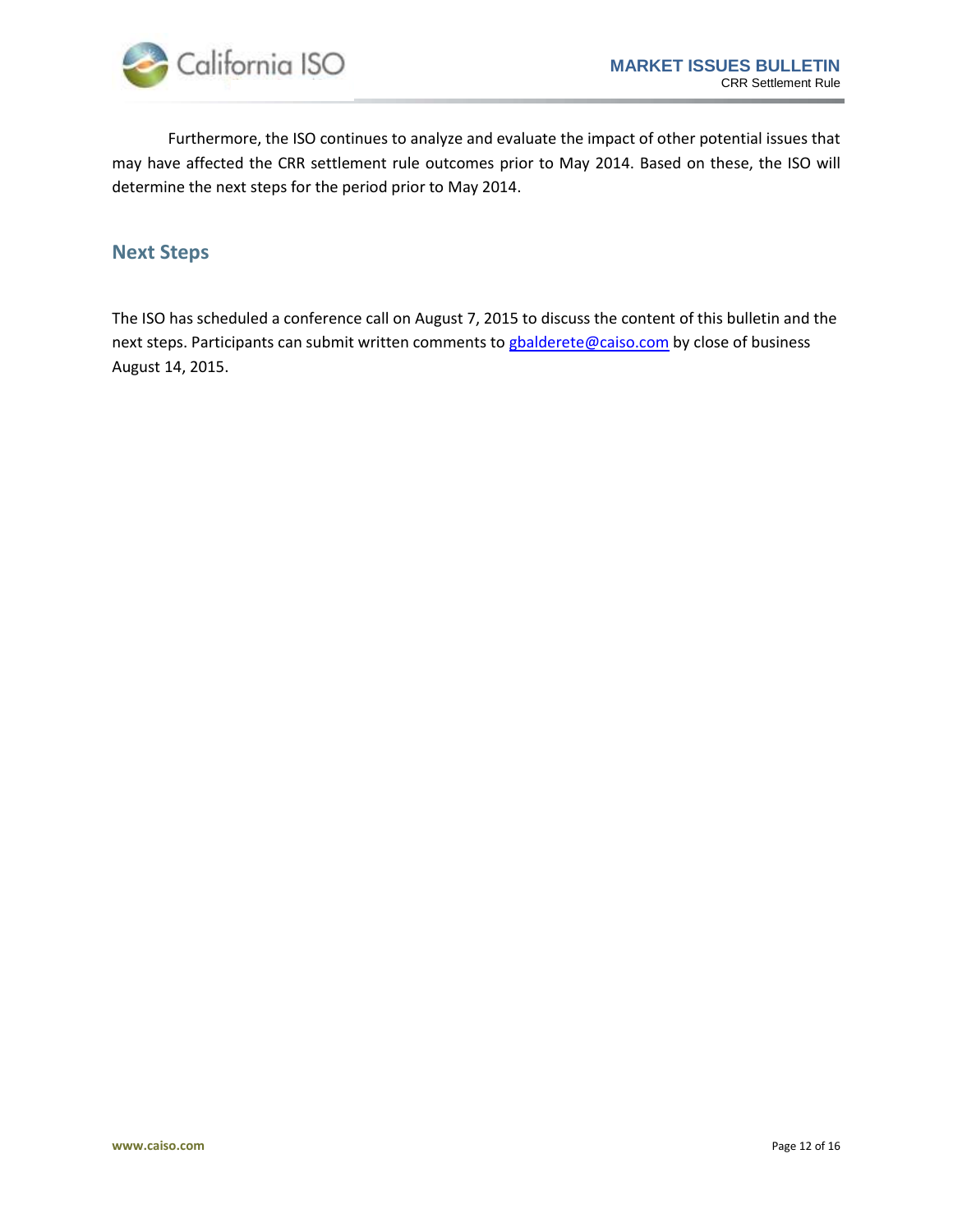Furthermore, the ISO continues to analyze and evaluate the impact of other potential issues that may have affected the CRR settlement rule outcomes prior to May 2014. Based on these, the ISO will determine the next steps for the period prior to May 2014.

## Next Steps

The ISO has scheduled a conference call on August 7, 2015 to discuss the content of this bulletin and the next steps. Participants can submit written comments to gbalderete@caiso.com by close of business August 14, 2015.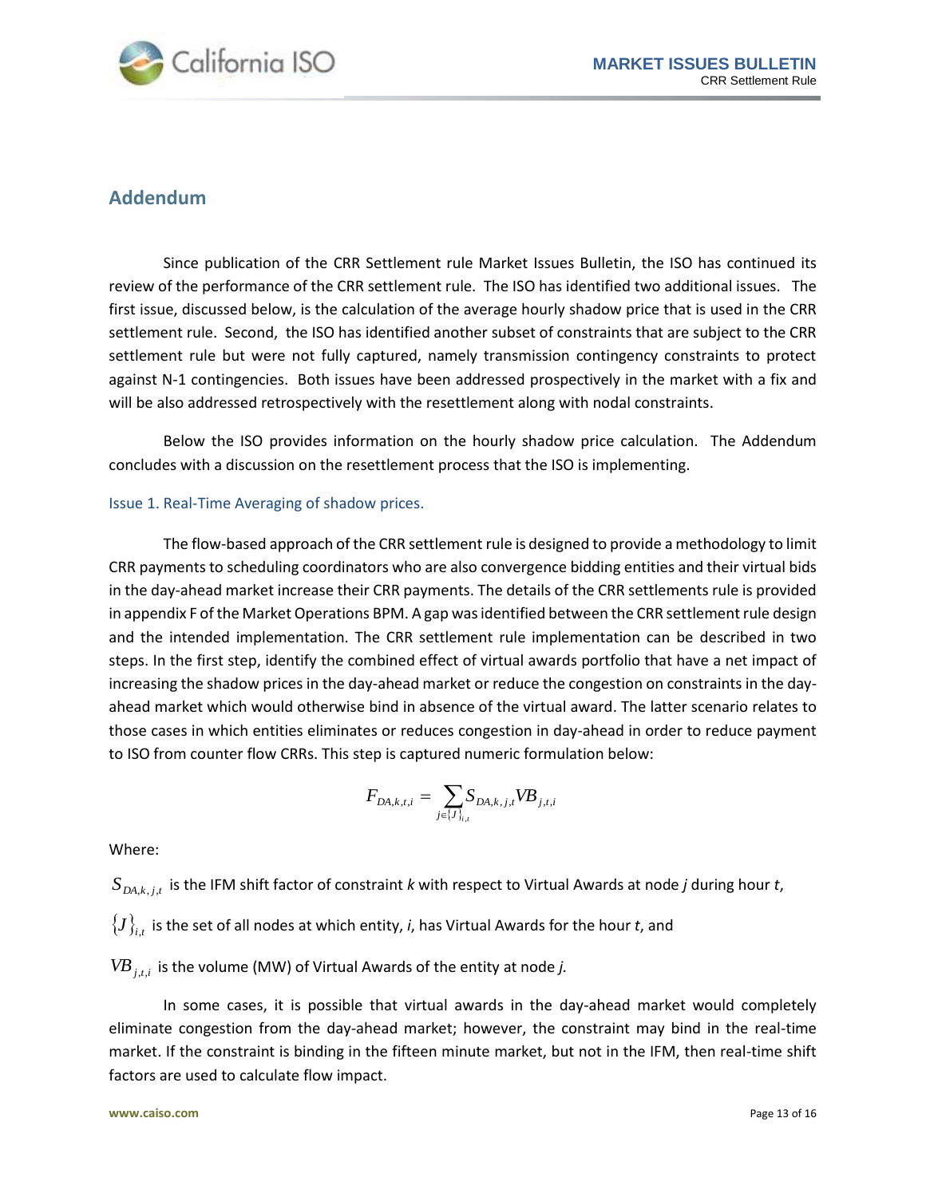## Addendum

Since publication of the CRR Settlement rule Market Issues Bulletin, the ISO has continued its review of the performance of the CRR settlement rule. The ISO has identified two additional issues. The first issue, discussed below, is the calculation of the average hourly shadow price that is used in the CRR settlement rule. Second, the ISO has identified another subset of constraints that are subject to the CRR settlement rule but were not fully captured, namely transmission contingency constraints to protect against N-1 contingencies. Both issues have been addressed prospectively in the market with a fix and will be also addressed retrospectively with the resettlement along with nodal constraints.

Below the ISO provides information on the hourly shadow price calculation. The Addendum concludes with a discussion on the resettlement process that the ISO is implementing.

### Issue 1. Real-Time Averaging of shadow prices.

The flow-based approach of the CRR settlement rule is designed to provide a methodology to limit CRR payments to scheduling coordinators who are also convergence bidding entities and their virtual bids in the day-ahead market increase their CRR payments. The details of the CRR settlements rule is provided in appendix F of the Market Operations BPM. A gap was identified between the CRR settlement rule design and the intended implementation. The CRR settlement rule implementation can be described in two steps. In the first step, identify the combined effect of virtual awards portfolio that have a net impact of increasing the shadow prices in the day-ahead market or reduce the congestion on constraints in the day-ahead market which would otherwise bind in absence of the virtual award. The latter scenario relates to those cases in which entities eliminates or reduces congestion in day-ahead in order to reduce payment to ISO from counter flow CRRs. This step is captured numeric formulation below:

$$F_{DA,k,t,i} = \sum_{j \in \{J\}_{i,t}} S_{DA,k,j,t} VB_{j,t,i}$$

Where:

$S_{DA,k,j,t}$ is the IFM shift factor of constraint *k* with respect to Virtual Awards at node *j* during hour *t*,

$\{J\}_{i,t}$ is the set of all nodes at which entity, *i*, has Virtual Awards for the hour *t*, and

$VB_{j,t,i}$ is the volume (MW) of Virtual Awards of the entity at node *j.*

In some cases, it is possible that virtual awards in the day-ahead market would completely eliminate congestion from the day-ahead market; however, the constraint may bind in the real-time market. If the constraint is binding in the fifteen minute market, but not in the IFM, then real-time shift factors are used to calculate flow impact.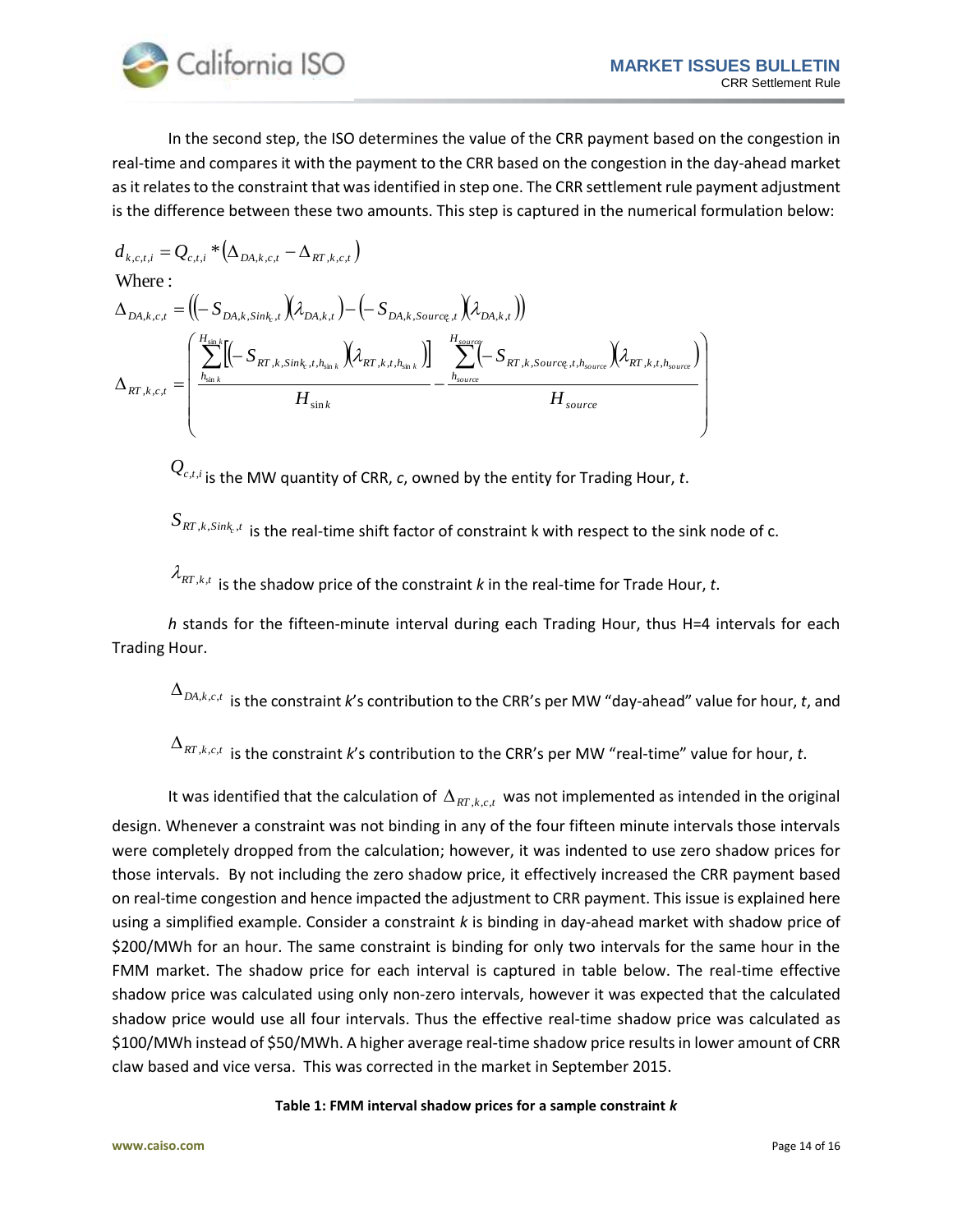In the second step, the ISO determines the value of the CRR payment based on the congestion in real-time and compares it with the payment to the CRR based on the congestion in the day-ahead market as it relates to the constraint that was identified in step one. The CRR settlement rule payment adjustment is the difference between these two amounts. This step is captured in the numerical formulation below:

$$d_{k,c,t,i} = Q_{c,t,i} * \left(\Delta_{DA,k,c,t} - \Delta_{RT,k,c,t}\right)$$

Where:

$$\Delta_{DA,k,c,t} = \left(\left(-S_{DA,k,Sink_c,t}\right)\left(\lambda_{DA,k,t}\right) - \left(-S_{DA,k,Source_c,t}\right)\left(\lambda_{DA,k,t}\right)\right)$$

$$\Delta_{RT,k,c,t} = \left( \frac{\sum_{h_{sink}}^{H_{sink}} \left[\left(-S_{RT,k,Sink_c,t,h_{sink}}\right)\left(\lambda_{RT,k,t,h_{sink}}\right)\right]}{H_{sink}} - \frac{\sum_{h_{source}}^{H_{source}} \left(-S_{RT,k,Source_c,t,h_{source}}\right)\left(\lambda_{RT,k,t,h_{source}}\right)}{H_{source}} \right)$$

$Q_{c,t,i}$ is the MW quantity of CRR, *c*, owned by the entity for Trading Hour, *t*.

$S_{RT,k,Sink_c,t}$ is the real-time shift factor of constraint k with respect to the sink node of c.

$\lambda_{RT,k,t}$ is the shadow price of the constraint *k* in the real-time for Trade Hour, *t*.

*h* stands for the fifteen-minute interval during each Trading Hour, thus H=4 intervals for each Trading Hour.

$\Delta_{DA,k,c,t}$ is the constraint *k*'s contribution to the CRR's per MW "day-ahead" value for hour, *t*, and

$\Delta_{RT,k,c,t}$ is the constraint *k*'s contribution to the CRR's per MW "real-time" value for hour, *t*.

It was identified that the calculation of $\Delta_{RT,k,c,t}$ was not implemented as intended in the original design. Whenever a constraint was not binding in any of the four fifteen minute intervals those intervals were completely dropped from the calculation; however, it was indented to use zero shadow prices for those intervals. By not including the zero shadow price, it effectively increased the CRR payment based on real-time congestion and hence impacted the adjustment to CRR payment. This issue is explained here using a simplified example. Consider a constraint *k* is binding in day-ahead market with shadow price of $200/MWh for an hour. The same constraint is binding for only two intervals for the same hour in the FMM market. The shadow price for each interval is captured in table below. The real-time effective shadow price was calculated using only non-zero intervals, however it was expected that the calculated shadow price would use all four intervals. Thus the effective real-time shadow price was calculated as $100/MWh instead of $50/MWh. A higher average real-time shadow price results in lower amount of CRR claw based and vice versa. This was corrected in the market in September 2015.

**Table 1: FMM interval shadow prices for a sample constraint *k***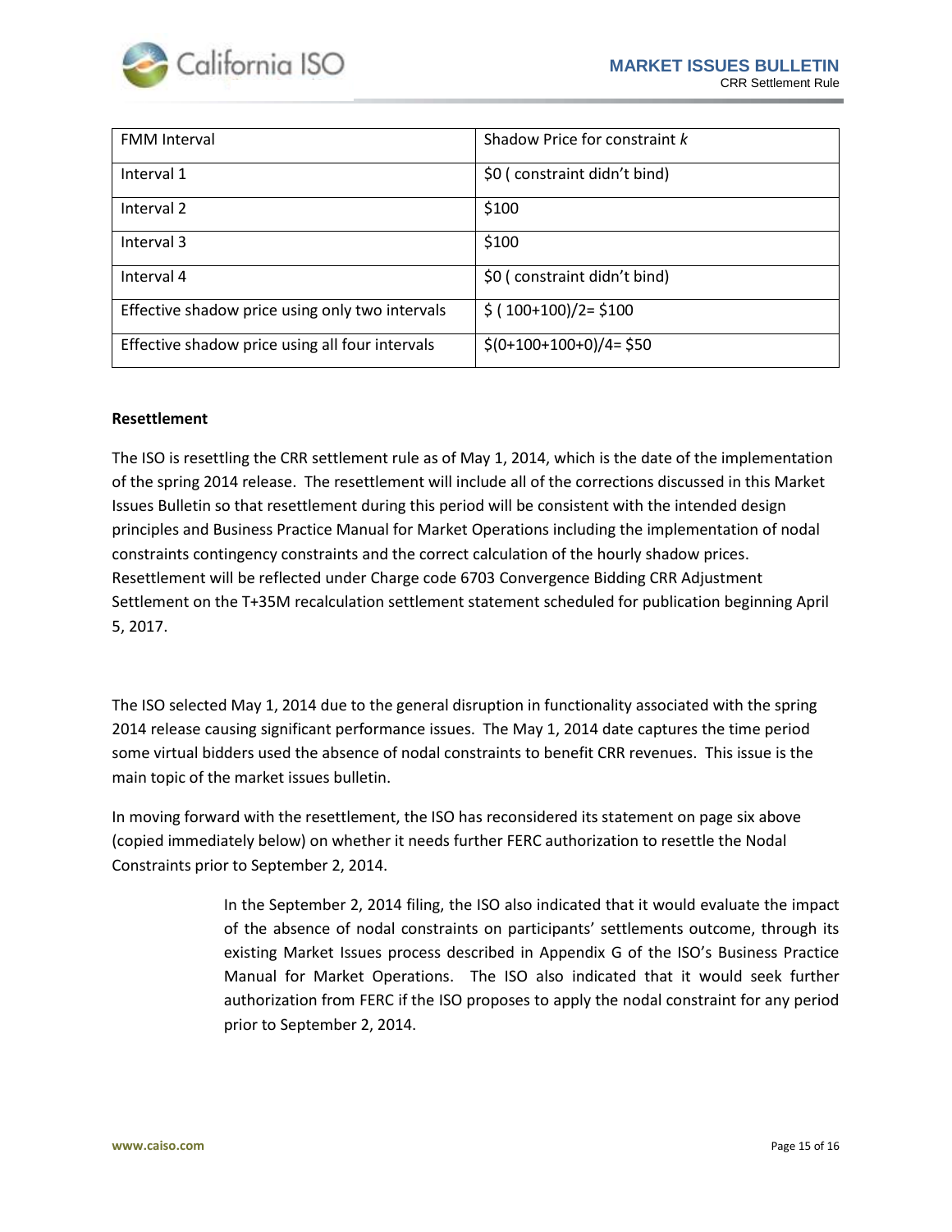| FMM Interval | Shadow Price for constraint *k* |
|---|---|
| Interval 1 | $0 ( constraint didn't bind) |
| Interval 2 | $100 |
| Interval 3 | $100 |
| Interval 4 | $0 ( constraint didn't bind) |
| Effective shadow price using only two intervals | $ ( 100+100)/2= $100 |
| Effective shadow price using all four intervals | $(0+100+100+0)/4= $50 |

**Resettlement**

The ISO is resettling the CRR settlement rule as of May 1, 2014, which is the date of the implementation of the spring 2014 release. The resettlement will include all of the corrections discussed in this Market Issues Bulletin so that resettlement during this period will be consistent with the intended design principles and Business Practice Manual for Market Operations including the implementation of nodal constraints contingency constraints and the correct calculation of the hourly shadow prices. Resettlement will be reflected under Charge code 6703 Convergence Bidding CRR Adjustment Settlement on the T+35M recalculation settlement statement scheduled for publication beginning April 5, 2017.

The ISO selected May 1, 2014 due to the general disruption in functionality associated with the spring 2014 release causing significant performance issues. The May 1, 2014 date captures the time period some virtual bidders used the absence of nodal constraints to benefit CRR revenues. This issue is the main topic of the market issues bulletin.

In moving forward with the resettlement, the ISO has reconsidered its statement on page six above (copied immediately below) on whether it needs further FERC authorization to resettle the Nodal Constraints prior to September 2, 2014.

> In the September 2, 2014 filing, the ISO also indicated that it would evaluate the impact of the absence of nodal constraints on participants' settlements outcome, through its existing Market Issues process described in Appendix G of the ISO's Business Practice Manual for Market Operations. The ISO also indicated that it would seek further authorization from FERC if the ISO proposes to apply the nodal constraint for any period prior to September 2, 2014.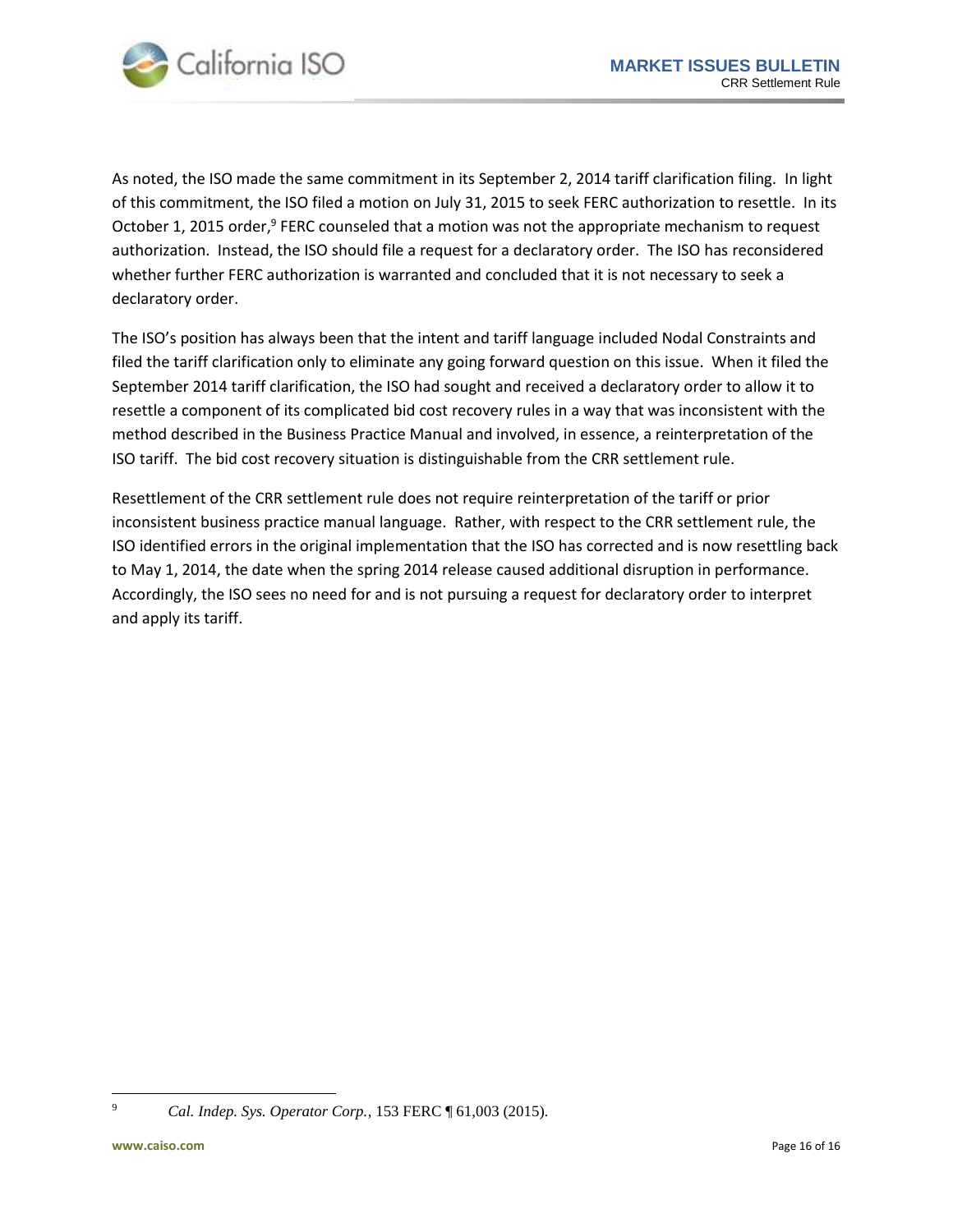As noted, the ISO made the same commitment in its September 2, 2014 tariff clarification filing. In light of this commitment, the ISO filed a motion on July 31, 2015 to seek FERC authorization to resettle. In its October 1, 2015 order,[9] FERC counseled that a motion was not the appropriate mechanism to request authorization. Instead, the ISO should file a request for a declaratory order. The ISO has reconsidered whether further FERC authorization is warranted and concluded that it is not necessary to seek a declaratory order.

The ISO's position has always been that the intent and tariff language included Nodal Constraints and filed the tariff clarification only to eliminate any going forward question on this issue. When it filed the September 2014 tariff clarification, the ISO had sought and received a declaratory order to allow it to resettle a component of its complicated bid cost recovery rules in a way that was inconsistent with the method described in the Business Practice Manual and involved, in essence, a reinterpretation of the ISO tariff. The bid cost recovery situation is distinguishable from the CRR settlement rule.

Resettlement of the CRR settlement rule does not require reinterpretation of the tariff or prior inconsistent business practice manual language. Rather, with respect to the CRR settlement rule, the ISO identified errors in the original implementation that the ISO has corrected and is now resettling back to May 1, 2014, the date when the spring 2014 release caused additional disruption in performance. Accordingly, the ISO sees no need for and is not pursuing a request for declaratory order to interpret and apply its tariff.

---

[9] *Cal. Indep. Sys. Operator Corp.*, 153 FERC ¶ 61,003 (2015).